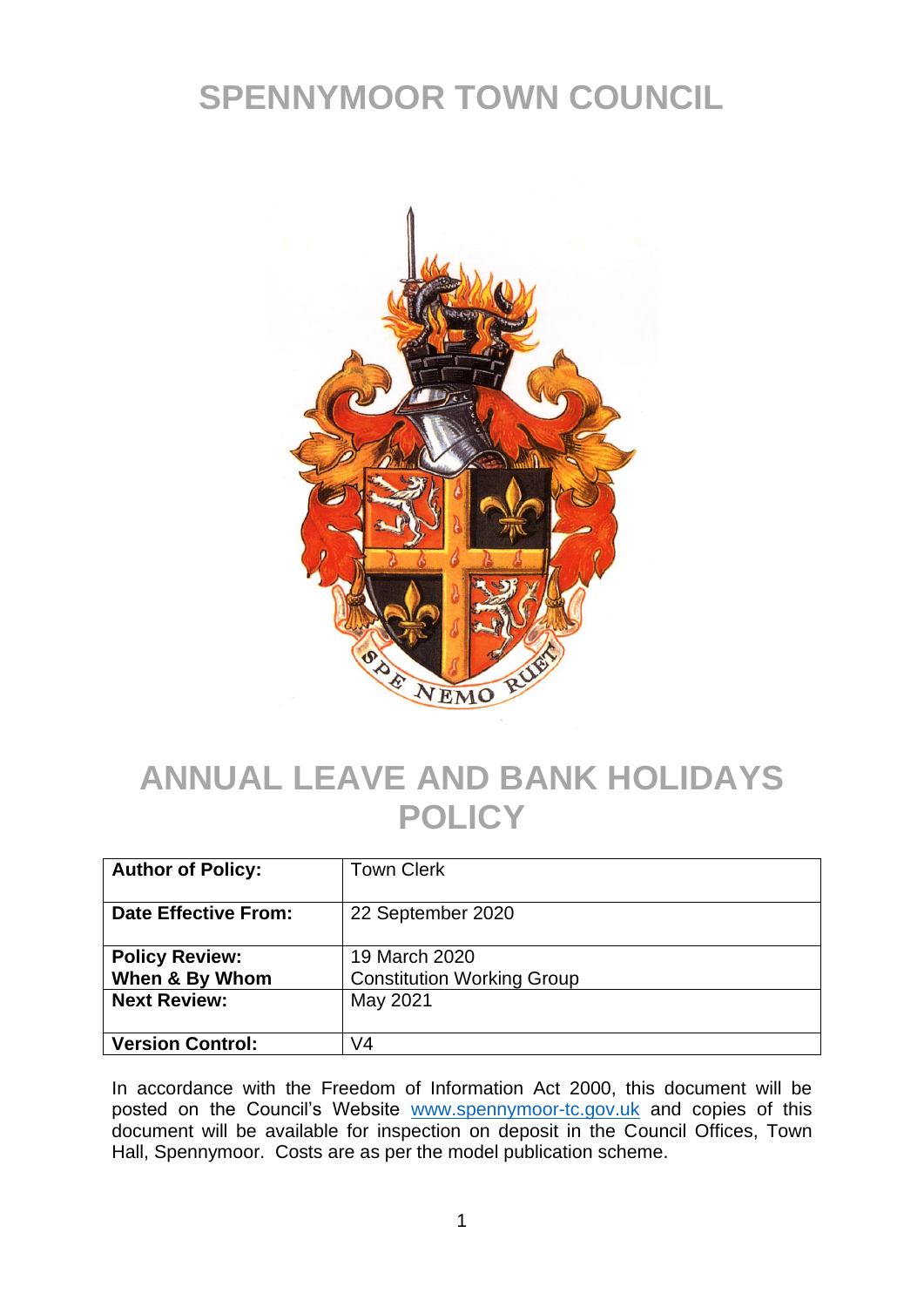# SPENNYMOOR TOWN COUNCIL

# ANNUAL LEAVE AND BANK HOLIDAYS POLICY

| **Author of Policy:** | Town Clerk |
|---|---|
| **Date Effective From:** | 22 September 2020 |
| **Policy Review: When & By Whom** | 19 March 2020 Constitution Working Group |
| **Next Review:** | May 2021 |
| **Version Control:** | V4 |

In accordance with the Freedom of Information Act 2000, this document will be posted on the Council's Website www.spennymoor-tc.gov.uk and copies of this document will be available for inspection on deposit in the Council Offices, Town Hall, Spennymoor. Costs are as per the model publication scheme.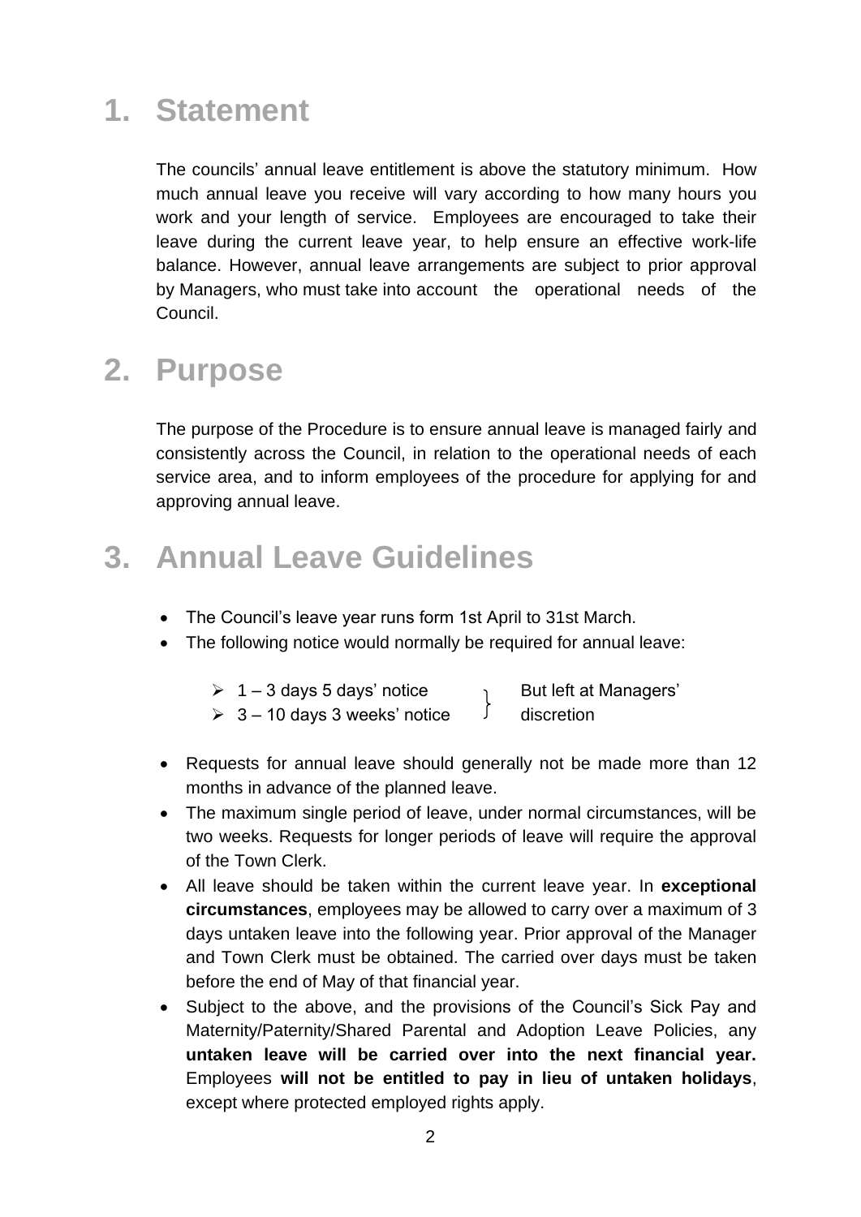## 1. Statement

The councils' annual leave entitlement is above the statutory minimum. How much annual leave you receive will vary according to how many hours you work and your length of service. Employees are encouraged to take their leave during the current leave year, to help ensure an effective work-life balance. However, annual leave arrangements are subject to prior approval by Managers, who must take into account the operational needs of the Council.

## 2. Purpose

The purpose of the Procedure is to ensure annual leave is managed fairly and consistently across the Council, in relation to the operational needs of each service area, and to inform employees of the procedure for applying for and approving annual leave.

## 3. Annual Leave Guidelines

- The Council's leave year runs form 1st April to 31st March.
- The following notice would normally be required for annual leave:
  - 1 – 3 days 5 days' notice
  - 3 – 10 days 3 weeks' notice

  } But left at Managers' discretion

- Requests for annual leave should generally not be made more than 12 months in advance of the planned leave.
- The maximum single period of leave, under normal circumstances, will be two weeks. Requests for longer periods of leave will require the approval of the Town Clerk.
- All leave should be taken within the current leave year. In **exceptional circumstances**, employees may be allowed to carry over a maximum of 3 days untaken leave into the following year. Prior approval of the Manager and Town Clerk must be obtained. The carried over days must be taken before the end of May of that financial year.
- Subject to the above, and the provisions of the Council's Sick Pay and Maternity/Paternity/Shared Parental and Adoption Leave Policies, any **untaken leave will be carried over into the next financial year.** Employees **will not be entitled to pay in lieu of untaken holidays**, except where protected employed rights apply.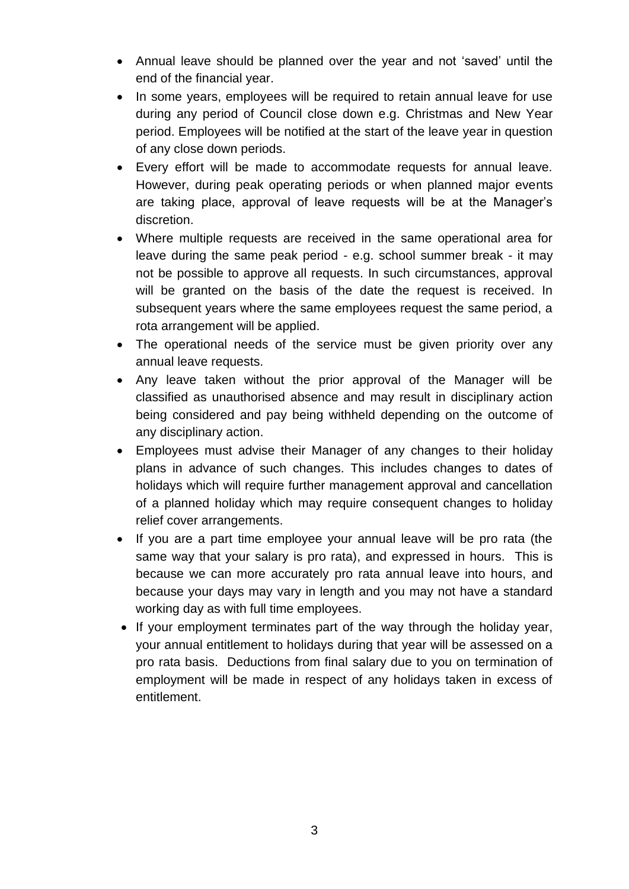- Annual leave should be planned over the year and not 'saved' until the end of the financial year.
- In some years, employees will be required to retain annual leave for use during any period of Council close down e.g. Christmas and New Year period. Employees will be notified at the start of the leave year in question of any close down periods.
- Every effort will be made to accommodate requests for annual leave. However, during peak operating periods or when planned major events are taking place, approval of leave requests will be at the Manager's discretion.
- Where multiple requests are received in the same operational area for leave during the same peak period - e.g. school summer break - it may not be possible to approve all requests. In such circumstances, approval will be granted on the basis of the date the request is received. In subsequent years where the same employees request the same period, a rota arrangement will be applied.
- The operational needs of the service must be given priority over any annual leave requests.
- Any leave taken without the prior approval of the Manager will be classified as unauthorised absence and may result in disciplinary action being considered and pay being withheld depending on the outcome of any disciplinary action.
- Employees must advise their Manager of any changes to their holiday plans in advance of such changes. This includes changes to dates of holidays which will require further management approval and cancellation of a planned holiday which may require consequent changes to holiday relief cover arrangements.
- If you are a part time employee your annual leave will be pro rata (the same way that your salary is pro rata), and expressed in hours. This is because we can more accurately pro rata annual leave into hours, and because your days may vary in length and you may not have a standard working day as with full time employees.
- If your employment terminates part of the way through the holiday year, your annual entitlement to holidays during that year will be assessed on a pro rata basis. Deductions from final salary due to you on termination of employment will be made in respect of any holidays taken in excess of entitlement.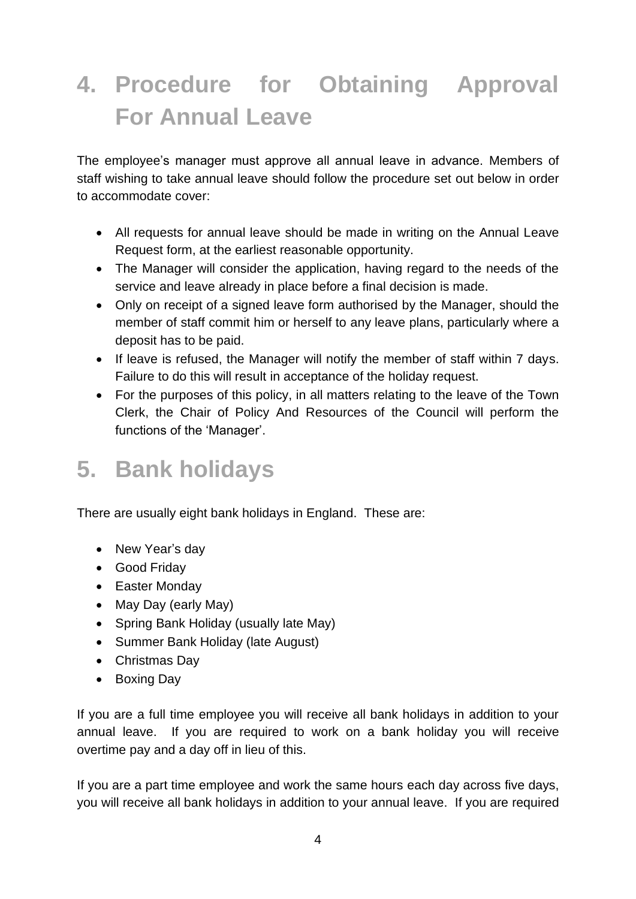# 4. Procedure for Obtaining Approval For Annual Leave

The employee's manager must approve all annual leave in advance. Members of staff wishing to take annual leave should follow the procedure set out below in order to accommodate cover:

- All requests for annual leave should be made in writing on the Annual Leave Request form, at the earliest reasonable opportunity.
- The Manager will consider the application, having regard to the needs of the service and leave already in place before a final decision is made.
- Only on receipt of a signed leave form authorised by the Manager, should the member of staff commit him or herself to any leave plans, particularly where a deposit has to be paid.
- If leave is refused, the Manager will notify the member of staff within 7 days. Failure to do this will result in acceptance of the holiday request.
- For the purposes of this policy, in all matters relating to the leave of the Town Clerk, the Chair of Policy And Resources of the Council will perform the functions of the 'Manager'.

# 5. Bank holidays

There are usually eight bank holidays in England. These are:

- New Year's day
- Good Friday
- Easter Monday
- May Day (early May)
- Spring Bank Holiday (usually late May)
- Summer Bank Holiday (late August)
- Christmas Day
- Boxing Day

If you are a full time employee you will receive all bank holidays in addition to your annual leave. If you are required to work on a bank holiday you will receive overtime pay and a day off in lieu of this.

If you are a part time employee and work the same hours each day across five days, you will receive all bank holidays in addition to your annual leave. If you are required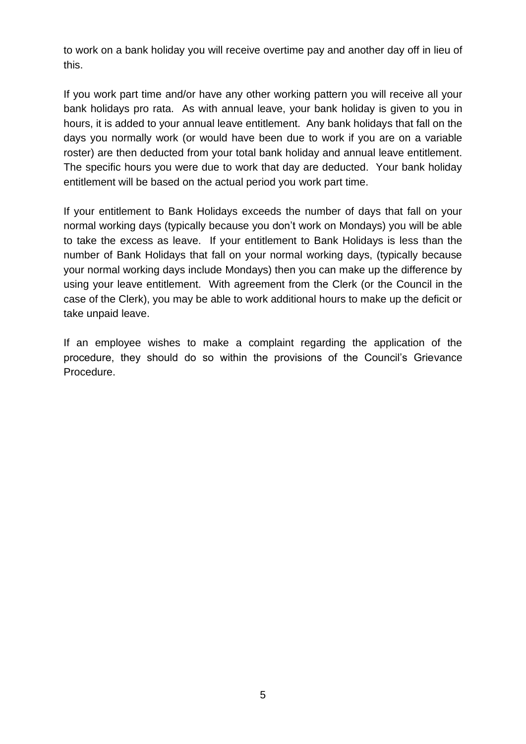to work on a bank holiday you will receive overtime pay and another day off in lieu of this.

If you work part time and/or have any other working pattern you will receive all your bank holidays pro rata. As with annual leave, your bank holiday is given to you in hours, it is added to your annual leave entitlement. Any bank holidays that fall on the days you normally work (or would have been due to work if you are on a variable roster) are then deducted from your total bank holiday and annual leave entitlement. The specific hours you were due to work that day are deducted. Your bank holiday entitlement will be based on the actual period you work part time.

If your entitlement to Bank Holidays exceeds the number of days that fall on your normal working days (typically because you don't work on Mondays) you will be able to take the excess as leave. If your entitlement to Bank Holidays is less than the number of Bank Holidays that fall on your normal working days, (typically because your normal working days include Mondays) then you can make up the difference by using your leave entitlement. With agreement from the Clerk (or the Council in the case of the Clerk), you may be able to work additional hours to make up the deficit or take unpaid leave.

If an employee wishes to make a complaint regarding the application of the procedure, they should do so within the provisions of the Council's Grievance Procedure.